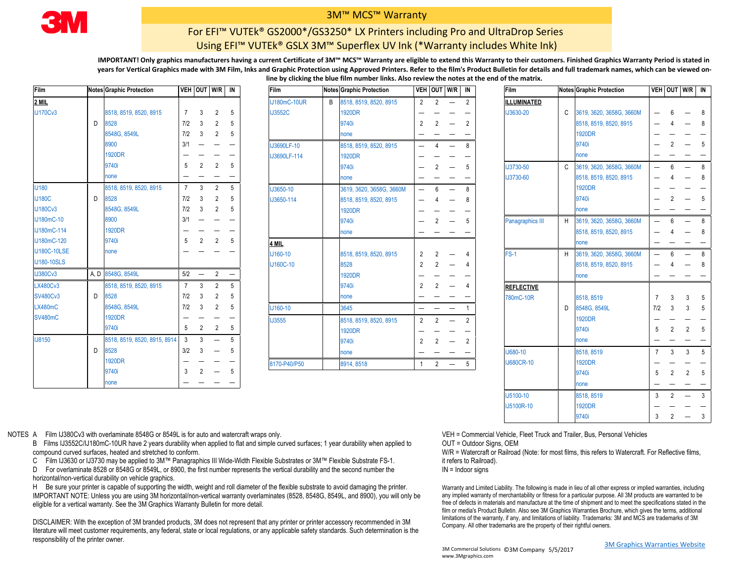3M

# 3M™ MCS™ Warranty

## For EFI™ VUTEk® GS2000*/GS3250* LX Printers including Pro and UltraDrop Series
## Using EFI™ VUTEk® GSLX 3M™ Superflex UV Ink (*Warranty includes White Ink)

**IMPORTANT! Only graphics manufacturers having a current Certificate of 3M™ MCS™ Warranty are eligible to extend this Warranty to their customers. Finished Graphics Warranty Period is stated in years for Vertical Graphics made with 3M Film, Inks and Graphic Protection using Approved Printers. Refer to the film's Product Bulletin for details and full trademark names, which can be viewed on-line by clicking the blue film number links. Also review the notes at the end of the matrix.**

| Film | Notes | Graphic Protection | VEH | OUT | W/R | IN |
|---|---|---|---|---|---|---|
| **2 MIL** | | | | | | |
| IJ170Cv3 | | 8518, 8519, 8520, 8915 | 7 | 3 | 2 | 5 |
| | D | 8528 | 7/2 | 3 | 2 | 5 |
| | | 8548G, 8549L | 7/2 | 3 | 2 | 5 |
| | | 8900 | 3/1 | — | — | — |
| | | 1920DR | — | — | — | — |
| | | 9740i | 5 | 2 | 2 | 5 |
| | | none | — | — | — | — |
| IJ180 | | 8518, 8519, 8520, 8915 | 7 | 3 | 2 | 5 |
| IJ180C | D | 8528 | 7/2 | 3 | 2 | 5 |
| IJ180Cv3 | | 8548G, 8549L | 7/2 | 3 | 2 | 5 |
| IJ180mC-10 | | 8900 | 3/1 | — | — | — |
| IJ180mC-114 | | 1920DR | — | — | — | — |
| IJ180mC-120 | | 9740i | 5 | 2 | 2 | 5 |
| IJ180C-10LSE | | none | — | — | — | — |
| IJ180-10SLS | | | | | | |
| IJ380Cv3 | A, D | 8548G, 8549L | 5/2 | — | 2 | — |
| LX480Cv3 | | 8518, 8519, 8520, 8915 | 7 | 3 | 2 | 5 |
| SV480Cv3 | D | 8528 | 7/2 | 3 | 2 | 5 |
| LX480mC | | 8548G, 8549L | 7/2 | 3 | 2 | 5 |
| SV480mC | | 1920DR | — | — | — | — |
| | | 9740i | 5 | 2 | 2 | 5 |
| IJ8150 | | 8518, 8519, 8520, 8915, 8914 | 3 | 3 | — | 5 |
| | D | 8528 | 3/2 | 3 | — | 5 |
| | | 1920DR | — | — | — | — |
| | | 9740i | 3 | 2 | — | 5 |
| | | none | — | — | — | — |
| IJ180mC-10UR | B | 8518, 8519, 8520, 8915 | 2 | 2 | — | 2 |
| IJ3552C | | 1920DR | — | — | — | — |
| | | 9740i | 2 | 2 | — | 2 |
| | | none | — | — | — | — |
| IJ3690LF-10 | | 8518, 8519, 8520, 8915 | — | 4 | — | 8 |
| IJ3690LF-114 | | 1920DR | — | — | — | — |
| | | 9740i | — | 2 | — | 5 |
| | | none | — | — | — | — |
| IJ3650-10 | | 3619, 3620, 3658G, 3660M | — | 6 | — | 8 |
| IJ3650-114 | | 8518, 8519, 8520, 8915 | — | 4 | — | 8 |
| | | 1920DR | — | — | — | — |
| | | 9740i | — | 2 | — | 5 |
| | | none | — | — | — | — |
| **4 MIL** | | | | | | |
| IJ160-10 | | 8518, 8519, 8520, 8915 | 2 | 2 | — | 4 |
| IJ160C-10 | | 8528 | 2 | 2 | — | 4 |
| | | 1920DR | — | — | — | — |
| | | 9740i | 2 | 2 | — | 4 |
| | | none | — | — | — | — |
| IJ160-10 | | 3645 | — | — | — | 1 |
| IJ3555 | | 8518, 8519, 8520, 8915 | 2 | 2 | — | 2 |
| | | 1920DR | — | — | — | — |
| | | 9740i | 2 | 2 | — | 2 |
| | | none | — | — | — | — |
| 8170-P40/P50 | | 8914, 8518 | 1 | 2 | — | 5 |
| **ILLUMINATED** | | | | | | |
| IJ3630-20 | C | 3619, 3620, 3658G, 3660M | — | 6 | — | 8 |
| | | 8518, 8519, 8520, 8915 | — | 4 | — | 8 |
| | | 1920DR | — | — | — | — |
| | | 9740i | — | 2 | — | 5 |
| | | none | — | — | — | — |
| IJ3730-50 | C | 3619, 3620, 3658G, 3660M | — | 6 | — | 8 |
| IJ3730-60 | | 8518, 8519, 8520, 8915 | — | 4 | — | 8 |
| | | 1920DR | — | — | — | — |
| | | 9740i | — | 2 | — | 5 |
| | | none | — | — | — | — |
| Panagraphics III | H | 3619, 3620, 3658G, 3660M | — | 6 | — | 8 |
| | | 8518, 8519, 8520, 8915 | — | 4 | — | 8 |
| | | none | — | — | — | — |
| FS-1 | H | 3619, 3620, 3658G, 3660M | — | 6 | — | 8 |
| | | 8518, 8519, 8520, 8915 | — | 4 | — | 8 |
| | | none | — | — | — | — |
| **REFLECTIVE** | | | | | | |
| 780mC-10R | | 8518, 8519 | 7 | 3 | 3 | 5 |
| | D | 8548G, 8549L | 7/2 | 3 | 3 | 5 |
| | | 1920DR | — | — | — | — |
| | | 9740i | 5 | 2 | 2 | 5 |
| | | none | — | — | — | — |
| IJ680-10 | | 8518, 8519 | 7 | 3 | 3 | 5 |
| IJ680CR-10 | | 1920DR | — | — | — | — |
| | | 9740i | 5 | 2 | 2 | 5 |
| | | none | — | — | — | — |
| IJ5100-10 | | 8518, 8519 | 3 | 2 | — | 3 |
| IJ5100R-10 | | 1920DR | — | — | — | — |
| | | 9740i | 3 | 2 | — | 3 |

NOTES

A Film IJ380Cv3 with overlaminate 8548G or 8549L is for auto and watercraft wraps only.

B Films IJ3552C/IJ180mC-10UR have 2 years durability when applied to flat and simple curved surfaces; 1 year durability when applied to compound curved surfaces, heated and stretched to conform.

C Film IJ3630 or IJ3730 may be applied to 3M™ Panagraphics III Wide-Width Flexible Substrates or 3M™ Flexible Substrate FS-1.

D For overlaminate 8528 or 8548G or 8549L, or 8900, the first number represents the vertical durability and the second number the horizontal/non-vertical durability on vehicle graphics.

H Be sure your printer is capable of supporting the width, weight and roll diameter of the flexible substrate to avoid damaging the printer.

IMPORTANT NOTE: Unless you are using 3M horizontal/non-vertical warranty overlaminates (8528, 8548G, 8549L, and 8900), you will only be eligible for a vertical warranty. See the 3M Graphics Warranty Bulletin for more detail.

DISCLAIMER: With the exception of 3M branded products, 3M does not represent that any printer or printer accessory recommended in 3M literature will meet customer requirements, any federal, state or local regulations, or any applicable safety standards. Such determination is the responsibility of the printer owner.

VEH = Commercial Vehicle, Fleet Truck and Trailer, Bus, Personal Vehicles
OUT = Outdoor Signs, OEM
W/R = Watercraft or Railroad (Note: for most films, this refers to Watercraft. For Reflective films, it refers to Railroad).
IN = Indoor signs

Warranty and Limited Liability. The following is made in lieu of all other express or implied warranties, including any implied warranty of merchantability or fitness for a particular purpose. All 3M products are warranted to be free of defects in materials and manufacture at the time of shipment and to meet the specifications stated in the film or media's Product Bulletin. Also see 3M Graphics Warranties Brochure, which gives the terms, additional limitations of the warranty, if any, and limitations of liability. Trademarks: 3M and MCS are trademarks of 3M Company. All other trademarks are the property of their rightful owners.

3M Commercial Solutions ©3M Company 5/5/2017
www.3Mgraphics.com

3M Graphics Warranties Website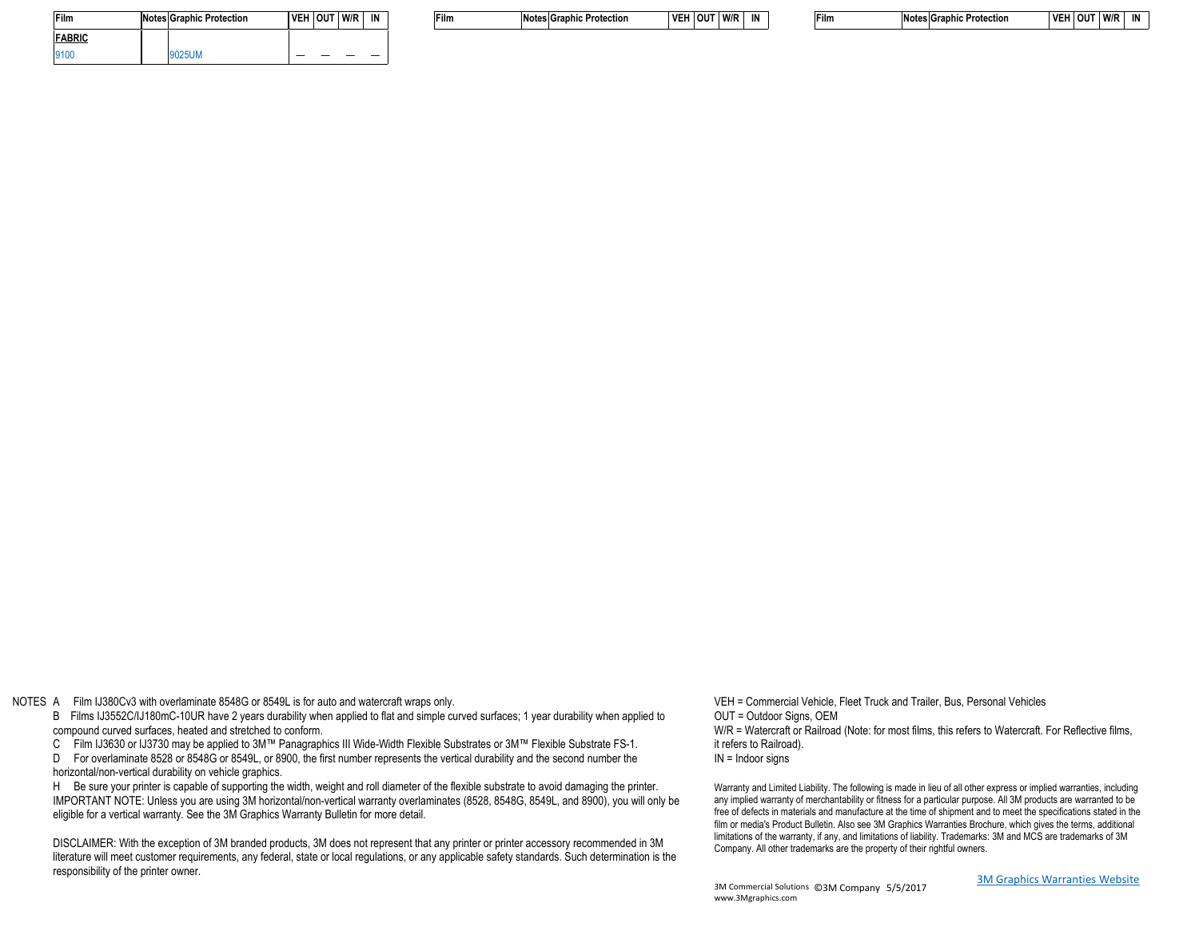| Film | Notes | Graphic Protection | VEH | OUT | W/R | IN |
|---|---|---|---|---|---|---|
| **FABRIC** | | | | | | |
| 9100 | | 9025UM | — | — | — | — |

NOTES A Film IJ380Cv3 with overlaminate 8548G or 8549L is for auto and watercraft wraps only.

B Films IJ3552C/IJ180mC-10UR have 2 years durability when applied to flat and simple curved surfaces; 1 year durability when applied to compound curved surfaces, heated and stretched to conform.

C Film IJ3630 or IJ3730 may be applied to 3M™ Panagraphics III Wide-Width Flexible Substrates or 3M™ Flexible Substrate FS-1.

D For overlaminate 8528 or 8548G or 8549L, or 8900, the first number represents the vertical durability and the second number the horizontal/non-vertical durability on vehicle graphics.

H Be sure your printer is capable of supporting the width, weight and roll diameter of the flexible substrate to avoid damaging the printer.

IMPORTANT NOTE: Unless you are using 3M horizontal/non-vertical warranty overlaminates (8528, 8548G, 8549L, and 8900), you will only be eligible for a vertical warranty. See the 3M Graphics Warranty Bulletin for more detail.

DISCLAIMER: With the exception of 3M branded products, 3M does not represent that any printer or printer accessory recommended in 3M literature will meet customer requirements, any federal, state or local regulations, or any applicable safety standards. Such determination is the responsibility of the printer owner.

VEH = Commercial Vehicle, Fleet Truck and Trailer, Bus, Personal Vehicles
OUT = Outdoor Signs, OEM
W/R = Watercraft or Railroad (Note: for most films, this refers to Watercraft. For Reflective films, it refers to Railroad).
IN = Indoor signs

Warranty and Limited Liability. The following is made in lieu of all other express or implied warranties, including any implied warranty of merchantability or fitness for a particular purpose. All 3M products are warranted to be free of defects in materials and manufacture at the time of shipment and to meet the specifications stated in the film or media's Product Bulletin. Also see 3M Graphics Warranties Brochure, which gives the terms, additional limitations of the warranty, if any, and limitations of liability. Trademarks: 3M and MCS are trademarks of 3M Company. All other trademarks are the property of their rightful owners.

3M Commercial Solutions ©3M Company 5/5/2017
www.3Mgraphics.com

3M Graphics Warranties Website